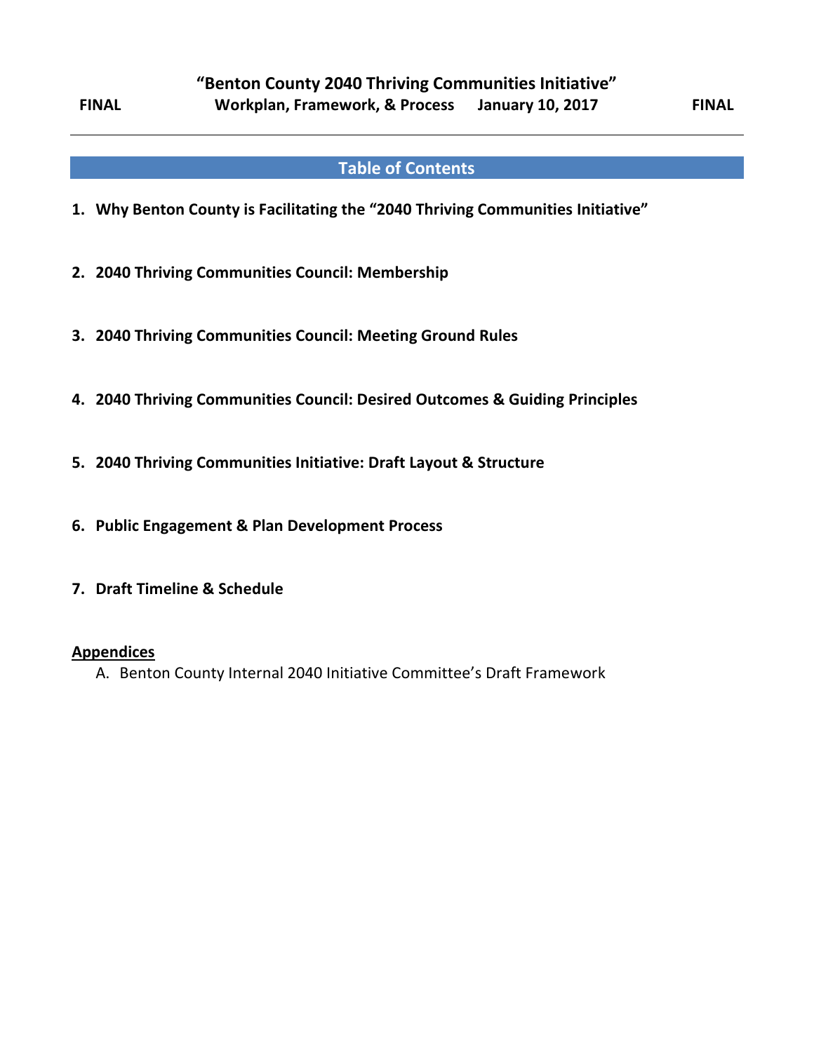# "Benton County 2040 Thriving Communities Initiative"

**FINAL** **Workplan, Framework, & Process** **January 10, 2017** **FINAL**

---

## Table of Contents

1. **Why Benton County is Facilitating the "2040 Thriving Communities Initiative"**

2. **2040 Thriving Communities Council: Membership**

3. **2040 Thriving Communities Council: Meeting Ground Rules**

4. **2040 Thriving Communities Council: Desired Outcomes & Guiding Principles**

5. **2040 Thriving Communities Initiative: Draft Layout & Structure**

6. **Public Engagement & Plan Development Process**

7. **Draft Timeline & Schedule**

**Appendices**

A. Benton County Internal 2040 Initiative Committee's Draft Framework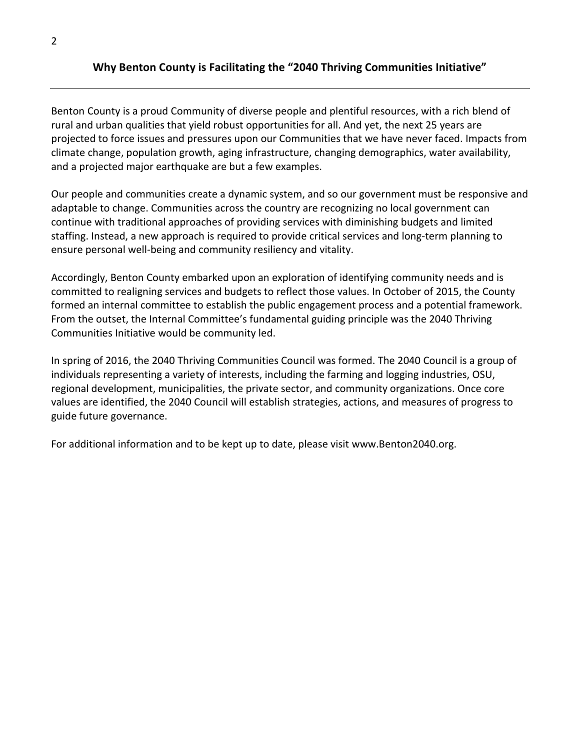## Why Benton County is Facilitating the "2040 Thriving Communities Initiative"

---

Benton County is a proud Community of diverse people and plentiful resources, with a rich blend of rural and urban qualities that yield robust opportunities for all. And yet, the next 25 years are projected to force issues and pressures upon our Communities that we have never faced. Impacts from climate change, population growth, aging infrastructure, changing demographics, water availability, and a projected major earthquake are but a few examples.

Our people and communities create a dynamic system, and so our government must be responsive and adaptable to change. Communities across the country are recognizing no local government can continue with traditional approaches of providing services with diminishing budgets and limited staffing. Instead, a new approach is required to provide critical services and long-term planning to ensure personal well-being and community resiliency and vitality.

Accordingly, Benton County embarked upon an exploration of identifying community needs and is committed to realigning services and budgets to reflect those values. In October of 2015, the County formed an internal committee to establish the public engagement process and a potential framework. From the outset, the Internal Committee's fundamental guiding principle was the 2040 Thriving Communities Initiative would be community led.

In spring of 2016, the 2040 Thriving Communities Council was formed. The 2040 Council is a group of individuals representing a variety of interests, including the farming and logging industries, OSU, regional development, municipalities, the private sector, and community organizations. Once core values are identified, the 2040 Council will establish strategies, actions, and measures of progress to guide future governance.

For additional information and to be kept up to date, please visit www.Benton2040.org.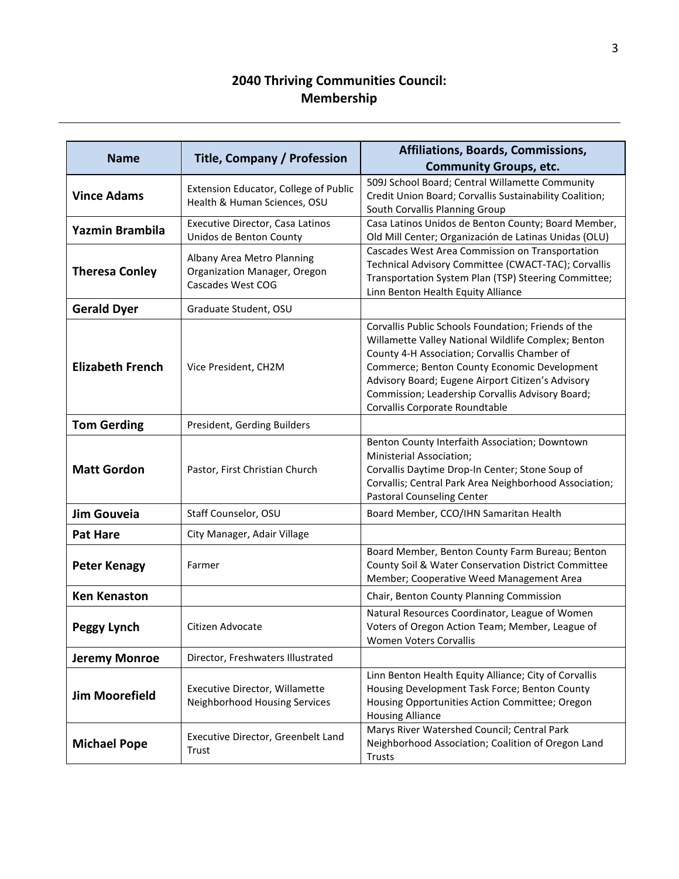## 2040 Thriving Communities Council: Membership

| Name | Title, Company / Profession | Affiliations, Boards, Commissions, Community Groups, etc. |
|---|---|---|
| **Vince Adams** | Extension Educator, College of Public Health & Human Sciences, OSU | 509J School Board; Central Willamette Community Credit Union Board; Corvallis Sustainability Coalition; South Corvallis Planning Group |
| **Yazmin Brambila** | Executive Director, Casa Latinos Unidos de Benton County | Casa Latinos Unidos de Benton County; Board Member, Old Mill Center; Organización de Latinas Unidas (OLU) |
| **Theresa Conley** | Albany Area Metro Planning Organization Manager, Oregon Cascades West COG | Cascades West Area Commission on Transportation Technical Advisory Committee (CWACT-TAC); Corvallis Transportation System Plan (TSP) Steering Committee; Linn Benton Health Equity Alliance |
| **Gerald Dyer** | Graduate Student, OSU | |
| **Elizabeth French** | Vice President, CH2M | Corvallis Public Schools Foundation; Friends of the Willamette Valley National Wildlife Complex; Benton County 4-H Association; Corvallis Chamber of Commerce; Benton County Economic Development Advisory Board; Eugene Airport Citizen's Advisory Commission; Leadership Corvallis Advisory Board; Corvallis Corporate Roundtable |
| **Tom Gerding** | President, Gerding Builders | |
| **Matt Gordon** | Pastor, First Christian Church | Benton County Interfaith Association; Downtown Ministerial Association; Corvallis Daytime Drop-In Center; Stone Soup of Corvallis; Central Park Area Neighborhood Association; Pastoral Counseling Center |
| **Jim Gouveia** | Staff Counselor, OSU | Board Member, CCO/IHN Samaritan Health |
| **Pat Hare** | City Manager, Adair Village | |
| **Peter Kenagy** | Farmer | Board Member, Benton County Farm Bureau; Benton County Soil & Water Conservation District Committee Member; Cooperative Weed Management Area |
| **Ken Kenaston** | | Chair, Benton County Planning Commission |
| **Peggy Lynch** | Citizen Advocate | Natural Resources Coordinator, League of Women Voters of Oregon Action Team; Member, League of Women Voters Corvallis |
| **Jeremy Monroe** | Director, Freshwaters Illustrated | |
| **Jim Moorefield** | Executive Director, Willamette Neighborhood Housing Services | Linn Benton Health Equity Alliance; City of Corvallis Housing Development Task Force; Benton County Housing Opportunities Action Committee; Oregon Housing Alliance |
| **Michael Pope** | Executive Director, Greenbelt Land Trust | Marys River Watershed Council; Central Park Neighborhood Association; Coalition of Oregon Land Trusts |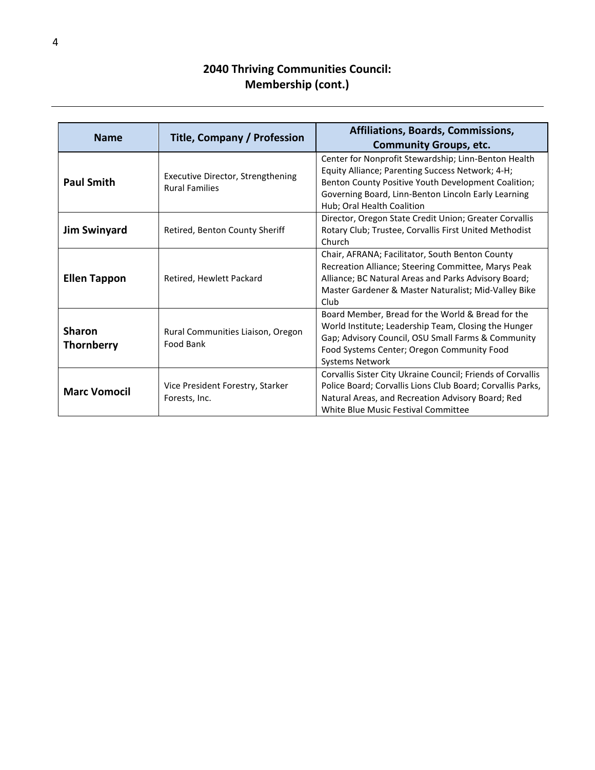## 2040 Thriving Communities Council: Membership (cont.)

| Name | Title, Company / Profession | Affiliations, Boards, Commissions, Community Groups, etc. |
|---|---|---|
| **Paul Smith** | Executive Director, Strengthening Rural Families | Center for Nonprofit Stewardship; Linn-Benton Health Equity Alliance; Parenting Success Network; 4-H; Benton County Positive Youth Development Coalition; Governing Board, Linn-Benton Lincoln Early Learning Hub; Oral Health Coalition |
| **Jim Swinyard** | Retired, Benton County Sheriff | Director, Oregon State Credit Union; Greater Corvallis Rotary Club; Trustee, Corvallis First United Methodist Church |
| **Ellen Tappon** | Retired, Hewlett Packard | Chair, AFRANA; Facilitator, South Benton County Recreation Alliance; Steering Committee, Marys Peak Alliance; BC Natural Areas and Parks Advisory Board; Master Gardener & Master Naturalist; Mid-Valley Bike Club |
| **Sharon Thornberry** | Rural Communities Liaison, Oregon Food Bank | Board Member, Bread for the World & Bread for the World Institute; Leadership Team, Closing the Hunger Gap; Advisory Council, OSU Small Farms & Community Food Systems Center; Oregon Community Food Systems Network |
| **Marc Vomocil** | Vice President Forestry, Starker Forests, Inc. | Corvallis Sister City Ukraine Council; Friends of Corvallis Police Board; Corvallis Lions Club Board; Corvallis Parks, Natural Areas, and Recreation Advisory Board; Red White Blue Music Festival Committee |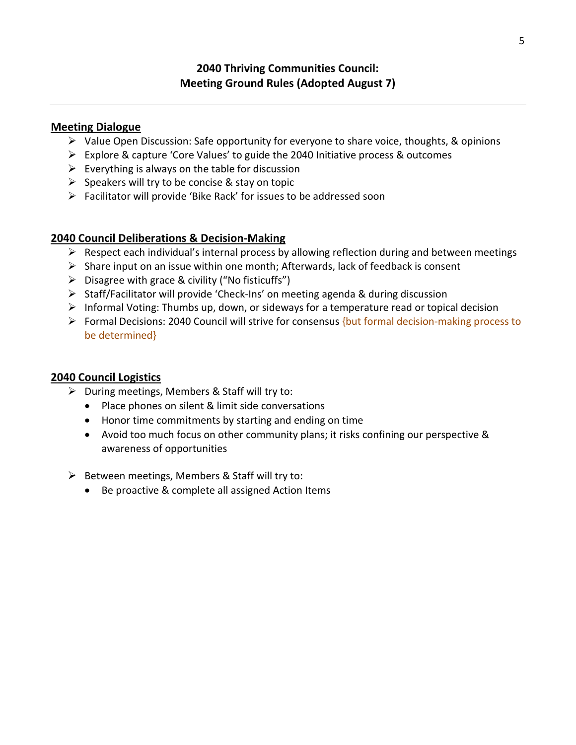## 2040 Thriving Communities Council:
## Meeting Ground Rules (Adopted August 7)

---

**Meeting Dialogue**

- Value Open Discussion: Safe opportunity for everyone to share voice, thoughts, & opinions
- Explore & capture 'Core Values' to guide the 2040 Initiative process & outcomes
- Everything is always on the table for discussion
- Speakers will try to be concise & stay on topic
- Facilitator will provide 'Bike Rack' for issues to be addressed soon

**2040 Council Deliberations & Decision-Making**

- Respect each individual's internal process by allowing reflection during and between meetings
- Share input on an issue within one month; Afterwards, lack of feedback is consent
- Disagree with grace & civility ("No fisticuffs")
- Staff/Facilitator will provide 'Check-Ins' on meeting agenda & during discussion
- Informal Voting: Thumbs up, down, or sideways for a temperature read or topical decision
- Formal Decisions: 2040 Council will strive for consensus {but formal decision-making process to be determined}

**2040 Council Logistics**

- During meetings, Members & Staff will try to:
  - Place phones on silent & limit side conversations
  - Honor time commitments by starting and ending on time
  - Avoid too much focus on other community plans; it risks confining our perspective & awareness of opportunities
- Between meetings, Members & Staff will try to:
  - Be proactive & complete all assigned Action Items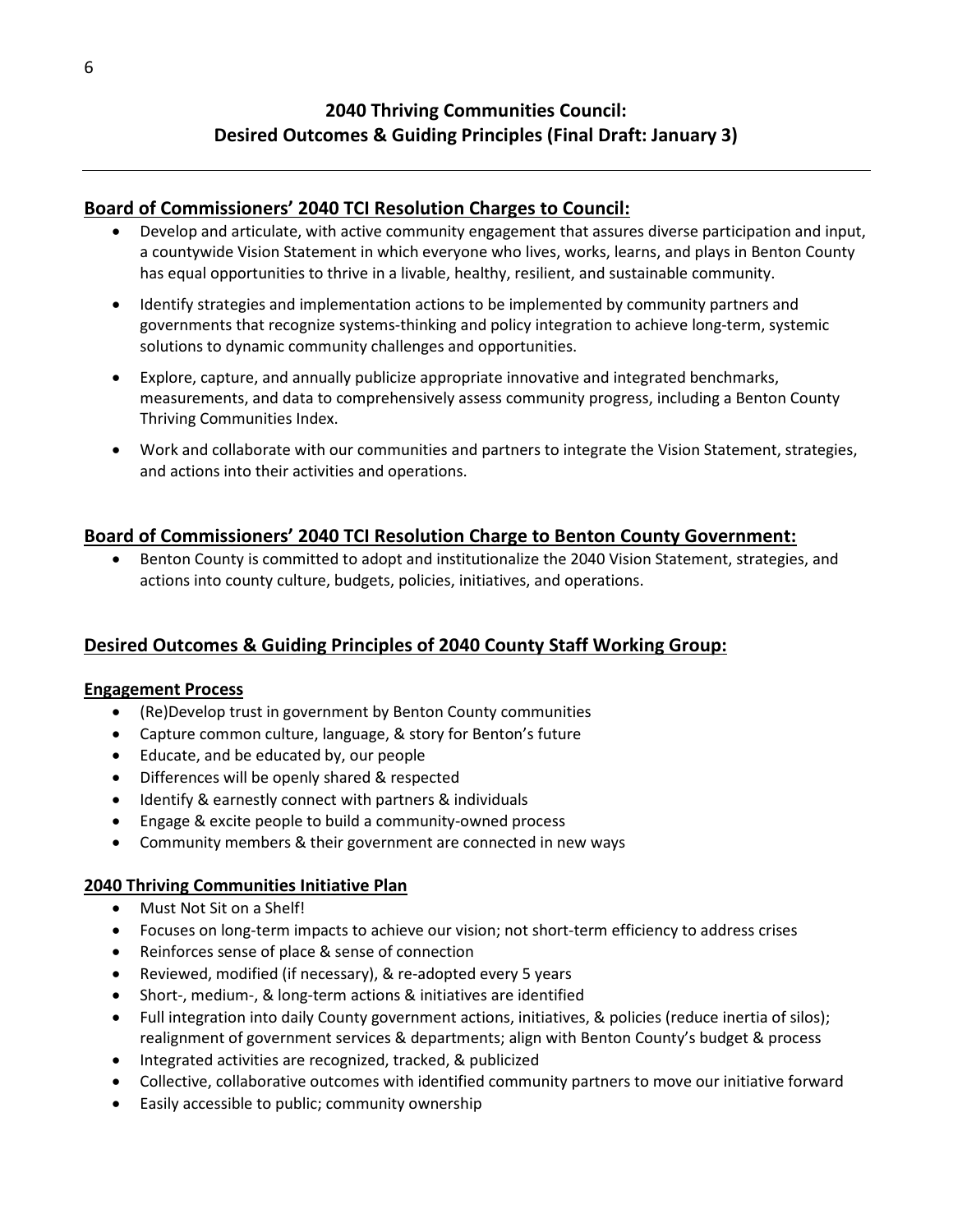## 2040 Thriving Communities Council: Desired Outcomes & Guiding Principles (Final Draft: January 3)

---

### Board of Commissioners' 2040 TCI Resolution Charges to Council:

- Develop and articulate, with active community engagement that assures diverse participation and input, a countywide Vision Statement in which everyone who lives, works, learns, and plays in Benton County has equal opportunities to thrive in a livable, healthy, resilient, and sustainable community.
- Identify strategies and implementation actions to be implemented by community partners and governments that recognize systems-thinking and policy integration to achieve long-term, systemic solutions to dynamic community challenges and opportunities.
- Explore, capture, and annually publicize appropriate innovative and integrated benchmarks, measurements, and data to comprehensively assess community progress, including a Benton County Thriving Communities Index.
- Work and collaborate with our communities and partners to integrate the Vision Statement, strategies, and actions into their activities and operations.

### Board of Commissioners' 2040 TCI Resolution Charge to Benton County Government:

- Benton County is committed to adopt and institutionalize the 2040 Vision Statement, strategies, and actions into county culture, budgets, policies, initiatives, and operations.

### Desired Outcomes & Guiding Principles of 2040 County Staff Working Group:

#### Engagement Process

- (Re)Develop trust in government by Benton County communities
- Capture common culture, language, & story for Benton's future
- Educate, and be educated by, our people
- Differences will be openly shared & respected
- Identify & earnestly connect with partners & individuals
- Engage & excite people to build a community-owned process
- Community members & their government are connected in new ways

#### 2040 Thriving Communities Initiative Plan

- Must Not Sit on a Shelf!
- Focuses on long-term impacts to achieve our vision; not short-term efficiency to address crises
- Reinforces sense of place & sense of connection
- Reviewed, modified (if necessary), & re-adopted every 5 years
- Short-, medium-, & long-term actions & initiatives are identified
- Full integration into daily County government actions, initiatives, & policies (reduce inertia of silos); realignment of government services & departments; align with Benton County's budget & process
- Integrated activities are recognized, tracked, & publicized
- Collective, collaborative outcomes with identified community partners to move our initiative forward
- Easily accessible to public; community ownership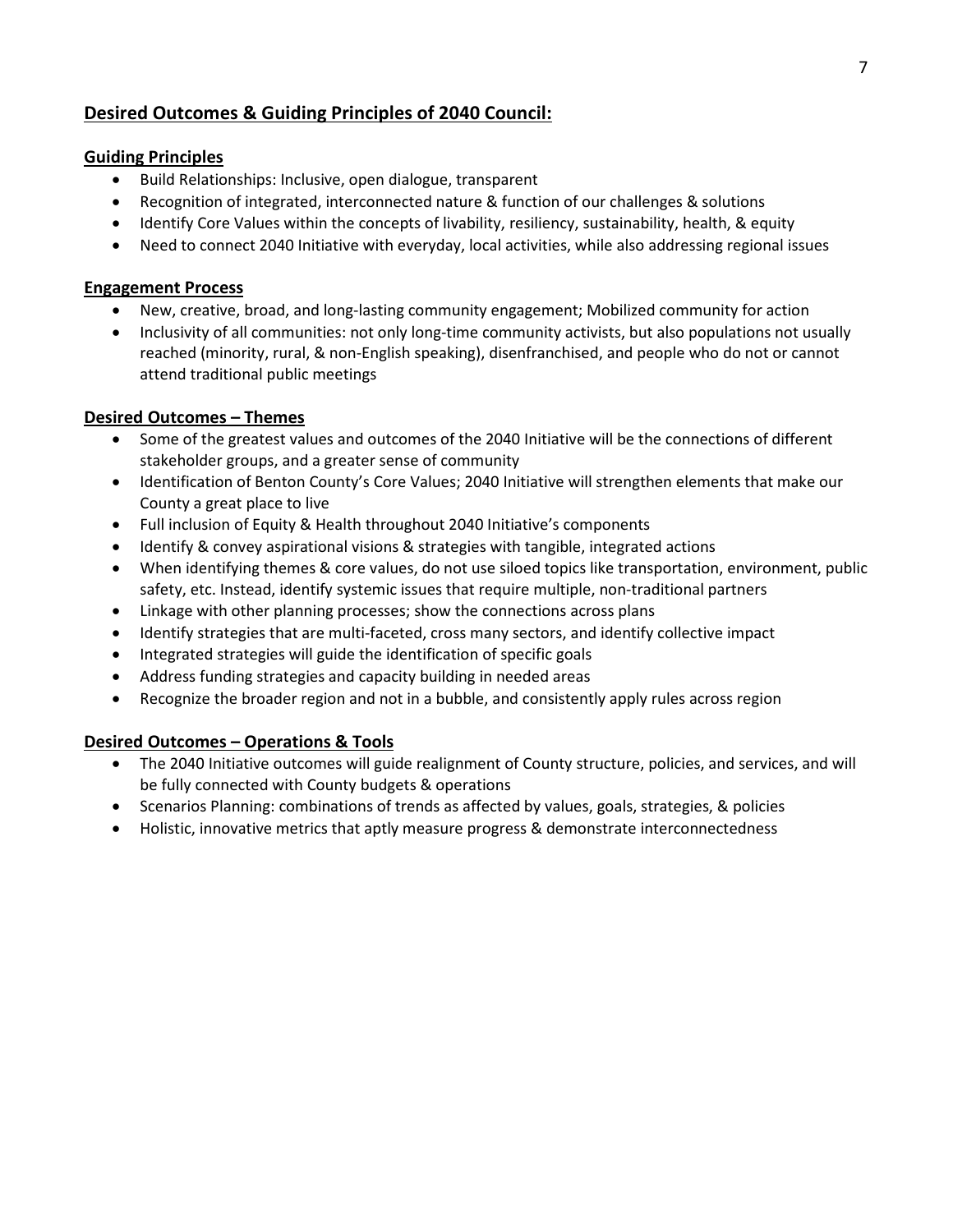## Desired Outcomes & Guiding Principles of 2040 Council:

### Guiding Principles

- Build Relationships: Inclusive, open dialogue, transparent
- Recognition of integrated, interconnected nature & function of our challenges & solutions
- Identify Core Values within the concepts of livability, resiliency, sustainability, health, & equity
- Need to connect 2040 Initiative with everyday, local activities, while also addressing regional issues

### Engagement Process

- New, creative, broad, and long-lasting community engagement; Mobilized community for action
- Inclusivity of all communities: not only long-time community activists, but also populations not usually reached (minority, rural, & non-English speaking), disenfranchised, and people who do not or cannot attend traditional public meetings

### Desired Outcomes – Themes

- Some of the greatest values and outcomes of the 2040 Initiative will be the connections of different stakeholder groups, and a greater sense of community
- Identification of Benton County's Core Values; 2040 Initiative will strengthen elements that make our County a great place to live
- Full inclusion of Equity & Health throughout 2040 Initiative's components
- Identify & convey aspirational visions & strategies with tangible, integrated actions
- When identifying themes & core values, do not use siloed topics like transportation, environment, public safety, etc. Instead, identify systemic issues that require multiple, non-traditional partners
- Linkage with other planning processes; show the connections across plans
- Identify strategies that are multi-faceted, cross many sectors, and identify collective impact
- Integrated strategies will guide the identification of specific goals
- Address funding strategies and capacity building in needed areas
- Recognize the broader region and not in a bubble, and consistently apply rules across region

### Desired Outcomes – Operations & Tools

- The 2040 Initiative outcomes will guide realignment of County structure, policies, and services, and will be fully connected with County budgets & operations
- Scenarios Planning: combinations of trends as affected by values, goals, strategies, & policies
- Holistic, innovative metrics that aptly measure progress & demonstrate interconnectedness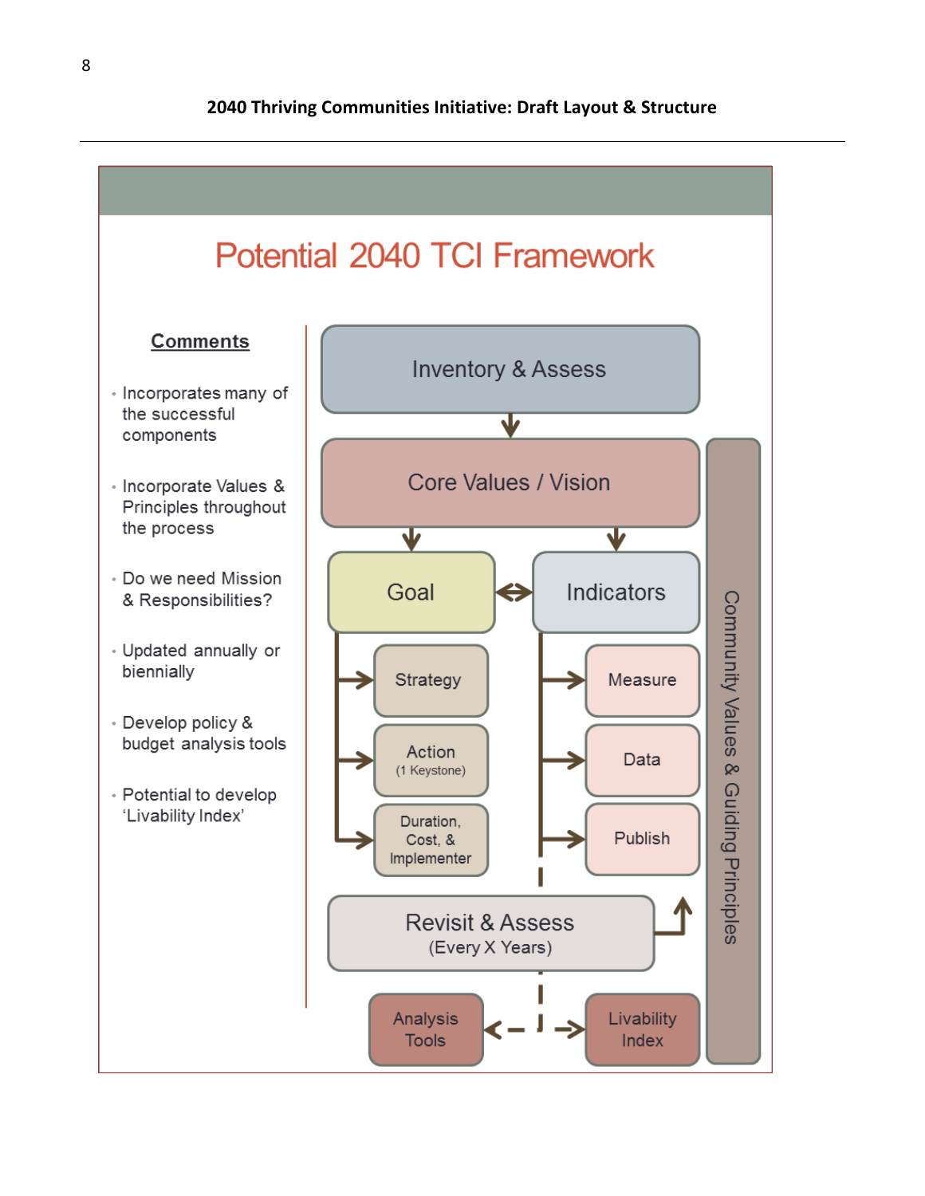## 2040 Thriving Communities Initiative: Draft Layout & Structure

# Potential 2040 TCI Framework

**Comments**

- Incorporates many of the successful components
- Incorporate Values & Principles throughout the process
- Do we need Mission & Responsibilities?
- Updated annually or biennially
- Develop policy & budget analysis tools
- Potential to develop 'Livability Index'

Inventory & Assess

Core Values / Vision

Goal

Indicators

Strategy

Action (1 Keystone)

Duration, Cost, & Implementer

Measure

Data

Publish

Revisit & Assess (Every X Years)

Analysis Tools

Livability Index

Community Values & Guiding Principles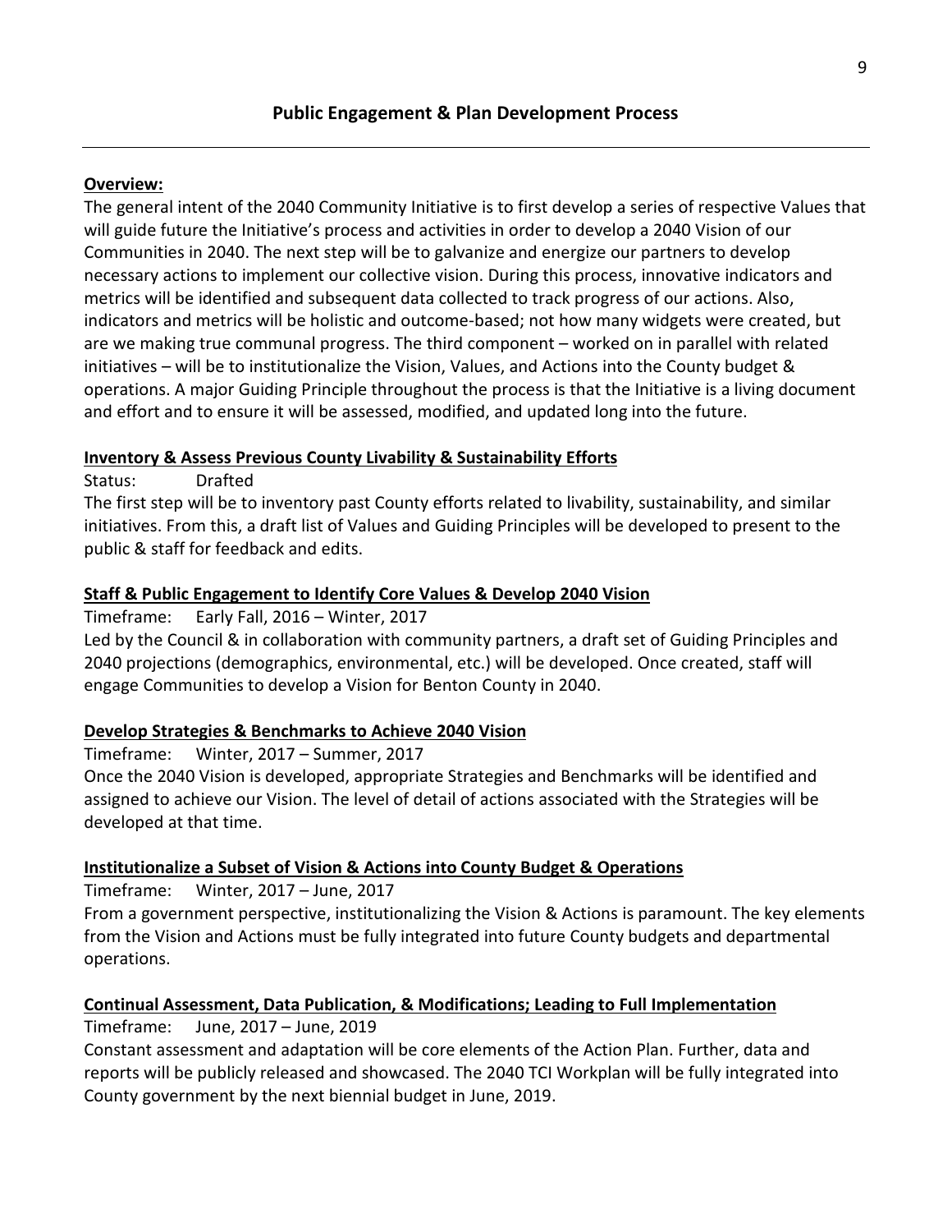## Public Engagement & Plan Development Process

---

**Overview:**

The general intent of the 2040 Community Initiative is to first develop a series of respective Values that will guide future the Initiative's process and activities in order to develop a 2040 Vision of our Communities in 2040. The next step will be to galvanize and energize our partners to develop necessary actions to implement our collective vision. During this process, innovative indicators and metrics will be identified and subsequent data collected to track progress of our actions. Also, indicators and metrics will be holistic and outcome-based; not how many widgets were created, but are we making true communal progress. The third component – worked on in parallel with related initiatives – will be to institutionalize the Vision, Values, and Actions into the County budget & operations. A major Guiding Principle throughout the process is that the Initiative is a living document and effort and to ensure it will be assessed, modified, and updated long into the future.

**Inventory & Assess Previous County Livability & Sustainability Efforts**

Status: Drafted

The first step will be to inventory past County efforts related to livability, sustainability, and similar initiatives. From this, a draft list of Values and Guiding Principles will be developed to present to the public & staff for feedback and edits.

**Staff & Public Engagement to Identify Core Values & Develop 2040 Vision**

Timeframe: Early Fall, 2016 – Winter, 2017

Led by the Council & in collaboration with community partners, a draft set of Guiding Principles and 2040 projections (demographics, environmental, etc.) will be developed. Once created, staff will engage Communities to develop a Vision for Benton County in 2040.

**Develop Strategies & Benchmarks to Achieve 2040 Vision**

Timeframe: Winter, 2017 – Summer, 2017

Once the 2040 Vision is developed, appropriate Strategies and Benchmarks will be identified and assigned to achieve our Vision. The level of detail of actions associated with the Strategies will be developed at that time.

**Institutionalize a Subset of Vision & Actions into County Budget & Operations**

Timeframe: Winter, 2017 – June, 2017

From a government perspective, institutionalizing the Vision & Actions is paramount. The key elements from the Vision and Actions must be fully integrated into future County budgets and departmental operations.

**Continual Assessment, Data Publication, & Modifications; Leading to Full Implementation**

Timeframe: June, 2017 – June, 2019

Constant assessment and adaptation will be core elements of the Action Plan. Further, data and reports will be publicly released and showcased. The 2040 TCI Workplan will be fully integrated into County government by the next biennial budget in June, 2019.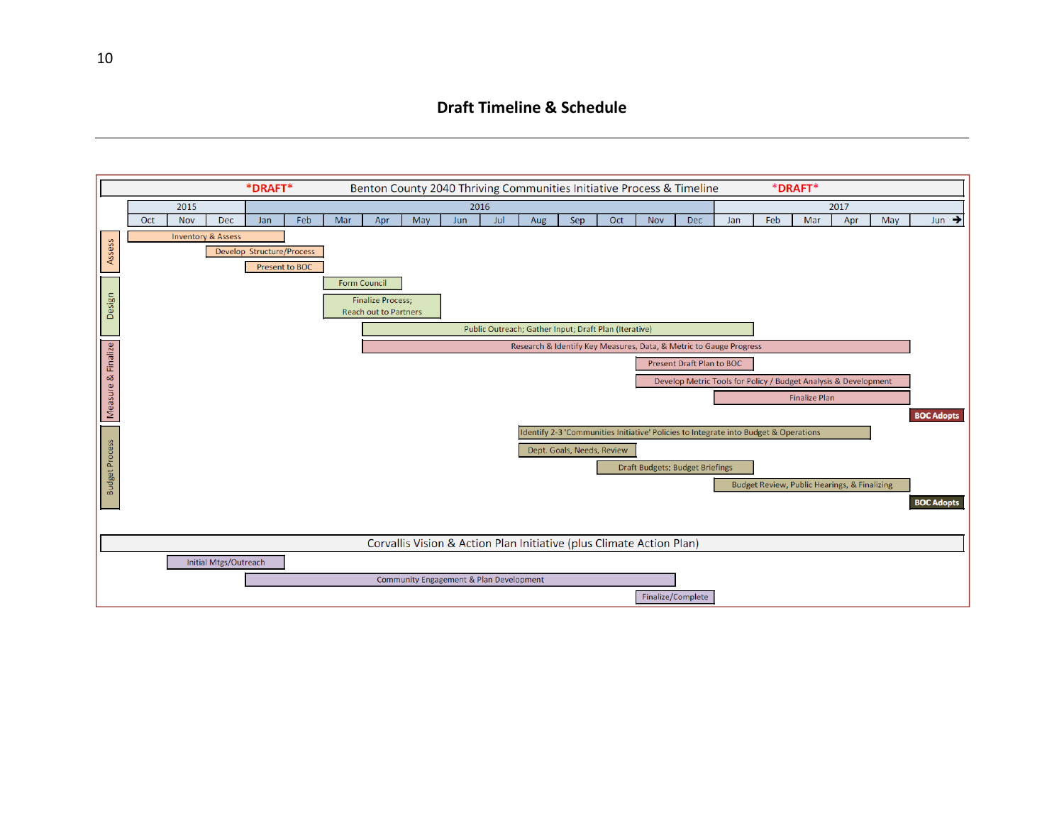## Draft Timeline & Schedule

**\*DRAFT\*** Benton County 2040 Thriving Communities Initiative Process & Timeline **\*DRAFT\***

| Phase | Task | Start | End |
|---|---|---|---|
| Assess | Inventory & Assess | Oct 2015 | Jan 2016 |
| Assess | Develop Structure/Process | Nov 2015 | Feb 2016 |
| Assess | Present to BOC | Jan 2016 | Feb 2016 |
| Design | Form Council | Mar 2016 | Apr 2016 |
| Design | Finalize Process; Reach out to Partners | Mar 2016 | May 2016 |
| Design | Public Outreach; Gather Input; Draft Plan (Iterative) | Apr 2016 | Dec 2016 |
| Measure & Finalize | Research & Identify Key Measures, Data, & Metric to Gauge Progress | Apr 2016 | May 2017 |
| Measure & Finalize | Present Draft Plan to BOC | Nov 2016 | Dec 2016 |
| Measure & Finalize | Develop Metric Tools for Policy / Budget Analysis & Development | Nov 2016 | May 2017 |
| Measure & Finalize | Finalize Plan | Jan 2017 | May 2017 |
| Measure & Finalize | BOC Adopts | Jun 2017 | Jun 2017 |
| Budget Process | Identify 2-3 'Communities Initiative' Policies to Integrate into Budget & Operations | Aug 2016 | Apr 2017 |
| Budget Process | Dept. Goals, Needs, Review | Aug 2016 | Oct 2016 |
| Budget Process | Draft Budgets; Budget Briefings | Oct 2016 | Dec 2016 |
| Budget Process | Budget Review, Public Hearings, & Finalizing | Jan 2017 | May 2017 |
| Budget Process | BOC Adopts | Jun 2017 | Jun 2017 |

Corvallis Vision & Action Plan Initiative (plus Climate Action Plan)

| Task | Start | End |
|---|---|---|
| Initial Mtgs/Outreach | Nov 2015 | Jan 2016 |
| Community Engagement & Plan Development | Jan 2016 | Nov 2016 |
| Finalize/Complete | Nov 2016 | Dec 2016 |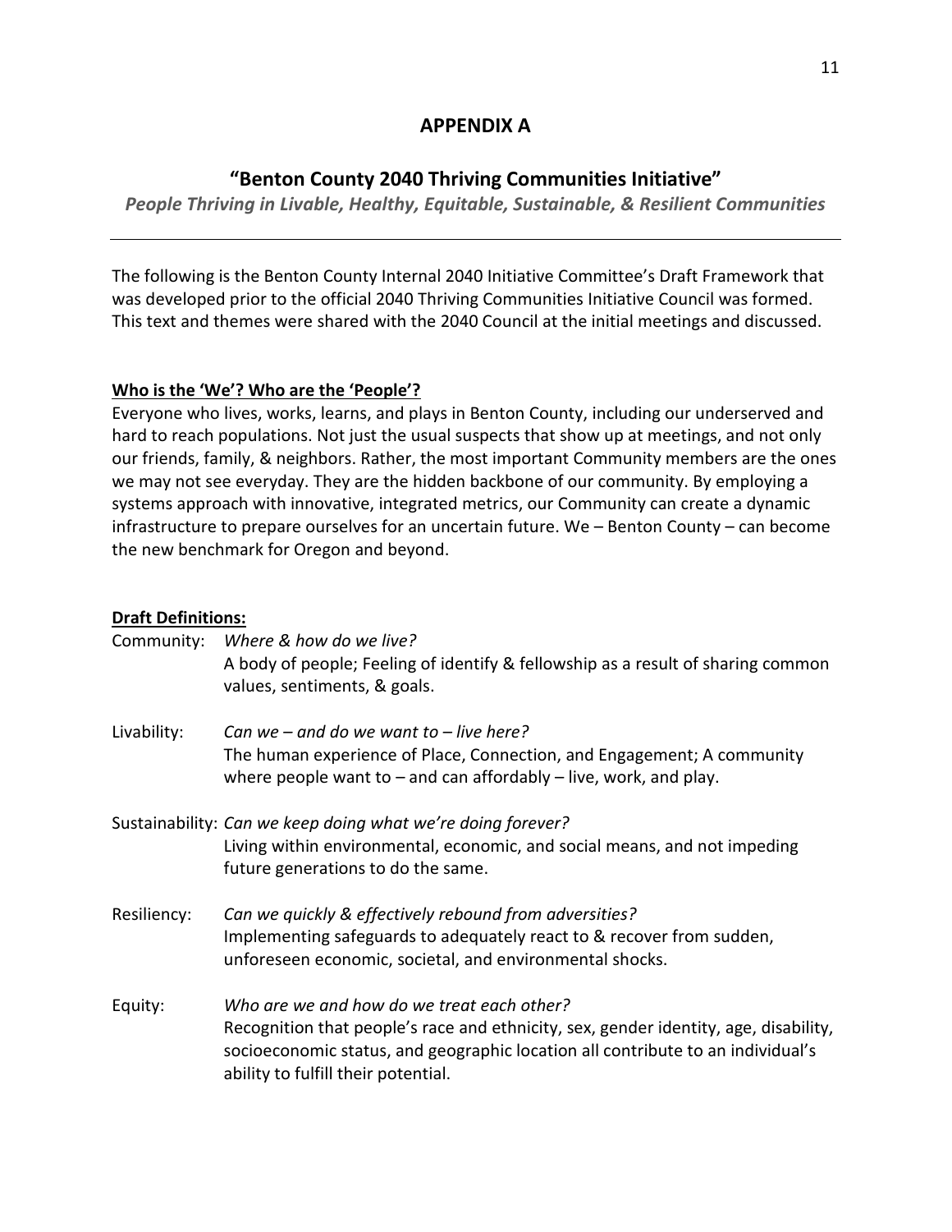# APPENDIX A

## "Benton County 2040 Thriving Communities Initiative"

***People Thriving in Livable, Healthy, Equitable, Sustainable, & Resilient Communities***

---

The following is the Benton County Internal 2040 Initiative Committee's Draft Framework that was developed prior to the official 2040 Thriving Communities Initiative Council was formed. This text and themes were shared with the 2040 Council at the initial meetings and discussed.

**Who is the 'We'? Who are the 'People'?**

Everyone who lives, works, learns, and plays in Benton County, including our underserved and hard to reach populations. Not just the usual suspects that show up at meetings, and not only our friends, family, & neighbors. Rather, the most important Community members are the ones we may not see everyday. They are the hidden backbone of our community. By employing a systems approach with innovative, integrated metrics, our Community can create a dynamic infrastructure to prepare ourselves for an uncertain future. We – Benton County – can become the new benchmark for Oregon and beyond.

**Draft Definitions:**

Community: *Where & how do we live?*
A body of people; Feeling of identify & fellowship as a result of sharing common values, sentiments, & goals.

Livability: *Can we – and do we want to – live here?*
The human experience of Place, Connection, and Engagement; A community where people want to – and can affordably – live, work, and play.

Sustainability: *Can we keep doing what we're doing forever?*
Living within environmental, economic, and social means, and not impeding future generations to do the same.

Resiliency: *Can we quickly & effectively rebound from adversities?*
Implementing safeguards to adequately react to & recover from sudden, unforeseen economic, societal, and environmental shocks.

Equity: *Who are we and how do we treat each other?*
Recognition that people's race and ethnicity, sex, gender identity, age, disability, socioeconomic status, and geographic location all contribute to an individual's ability to fulfill their potential.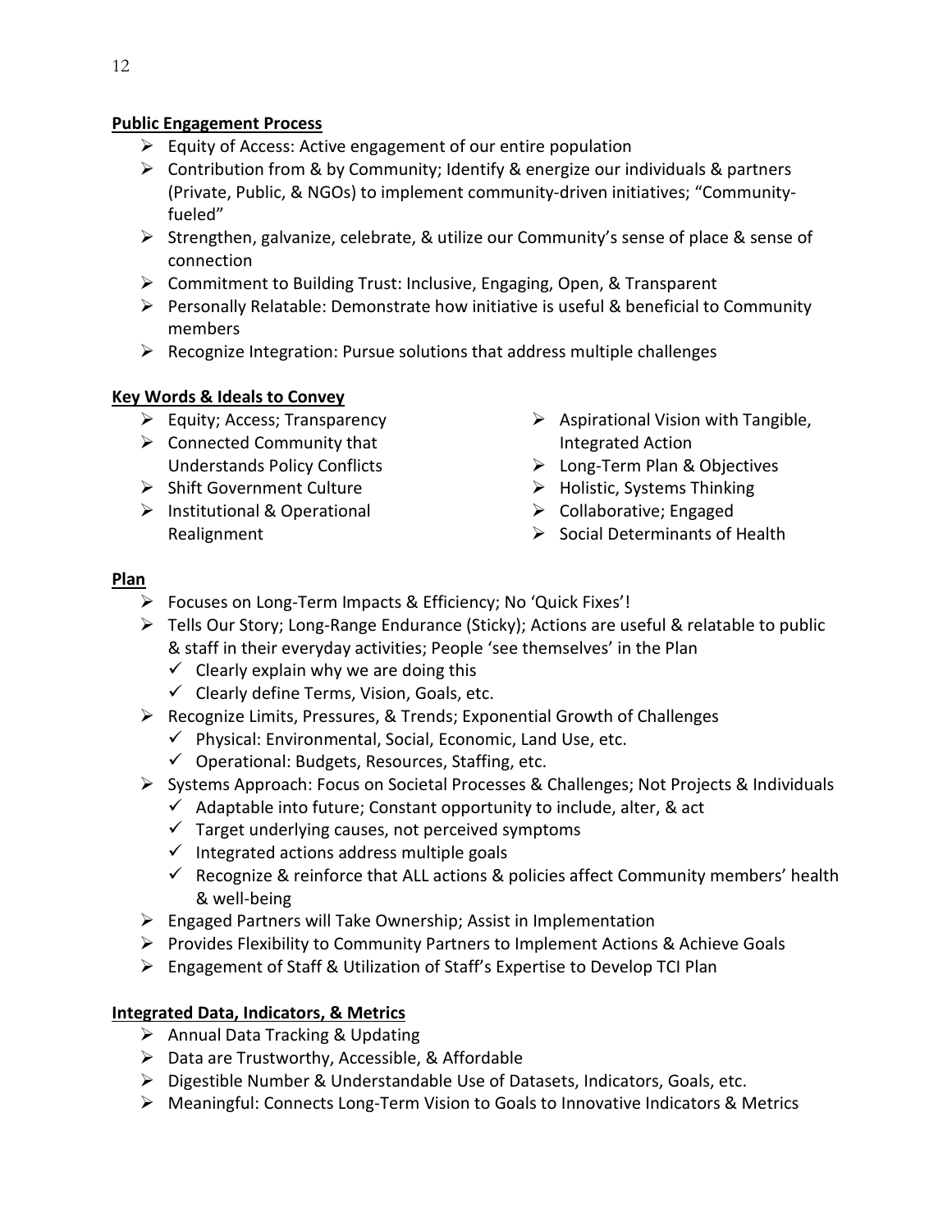**Public Engagement Process**

- Equity of Access: Active engagement of our entire population
- Contribution from & by Community; Identify & energize our individuals & partners (Private, Public, & NGOs) to implement community-driven initiatives; "Community-fueled"
- Strengthen, galvanize, celebrate, & utilize our Community's sense of place & sense of connection
- Commitment to Building Trust: Inclusive, Engaging, Open, & Transparent
- Personally Relatable: Demonstrate how initiative is useful & beneficial to Community members
- Recognize Integration: Pursue solutions that address multiple challenges

**Key Words & Ideals to Convey**

- Equity; Access; Transparency
- Connected Community that Understands Policy Conflicts
- Shift Government Culture
- Institutional & Operational Realignment
- Aspirational Vision with Tangible, Integrated Action
- Long-Term Plan & Objectives
- Holistic, Systems Thinking
- Collaborative; Engaged
- Social Determinants of Health

**Plan**

- Focuses on Long-Term Impacts & Efficiency; No 'Quick Fixes'!
- Tells Our Story; Long-Range Endurance (Sticky); Actions are useful & relatable to public & staff in their everyday activities; People 'see themselves' in the Plan
  - ✓ Clearly explain why we are doing this
  - ✓ Clearly define Terms, Vision, Goals, etc.
- Recognize Limits, Pressures, & Trends; Exponential Growth of Challenges
  - ✓ Physical: Environmental, Social, Economic, Land Use, etc.
  - ✓ Operational: Budgets, Resources, Staffing, etc.
- Systems Approach: Focus on Societal Processes & Challenges; Not Projects & Individuals
  - ✓ Adaptable into future; Constant opportunity to include, alter, & act
  - ✓ Target underlying causes, not perceived symptoms
  - ✓ Integrated actions address multiple goals
  - ✓ Recognize & reinforce that ALL actions & policies affect Community members' health & well-being
- Engaged Partners will Take Ownership; Assist in Implementation
- Provides Flexibility to Community Partners to Implement Actions & Achieve Goals
- Engagement of Staff & Utilization of Staff's Expertise to Develop TCI Plan

**Integrated Data, Indicators, & Metrics**

- Annual Data Tracking & Updating
- Data are Trustworthy, Accessible, & Affordable
- Digestible Number & Understandable Use of Datasets, Indicators, Goals, etc.
- Meaningful: Connects Long-Term Vision to Goals to Innovative Indicators & Metrics